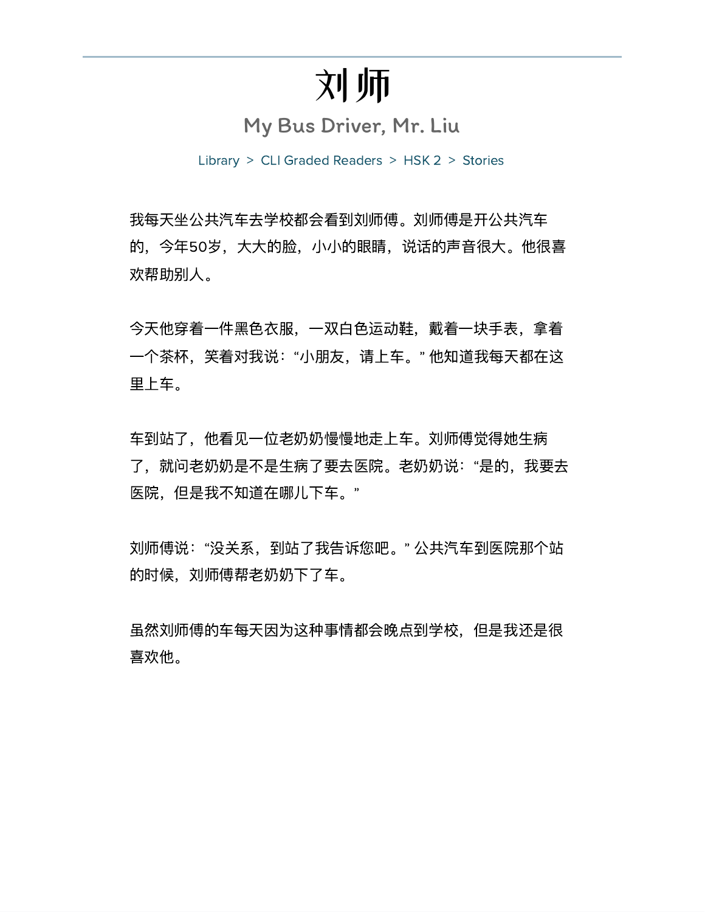# 刘师

## My Bus Driver, Mr. Liu

Library > CLI Graded Readers > HSK 2 > Stories

我每天坐公共汽车去学校都会看到刘师傅。刘师傅是开公共汽车的，今年50岁，大大的脸，小小的眼睛，说话的声音很大。他很喜欢帮助别人。

今天他穿着一件黑色衣服，一双白色运动鞋，戴着一块手表，拿着一个茶杯，笑着对我说："小朋友，请上车。" 他知道我每天都在这里上车。

车到站了，他看见一位老奶奶慢慢地走上车。刘师傅觉得她生病了，就问老奶奶是不是生病了要去医院。老奶奶说："是的，我要去医院，但是我不知道在哪儿下车。"

刘师傅说："没关系，到站了我告诉您吧。" 公共汽车到医院那个站的时候，刘师傅帮老奶奶下了车。

虽然刘师傅的车每天因为这种事情都会晚点到学校，但是我还是很喜欢他。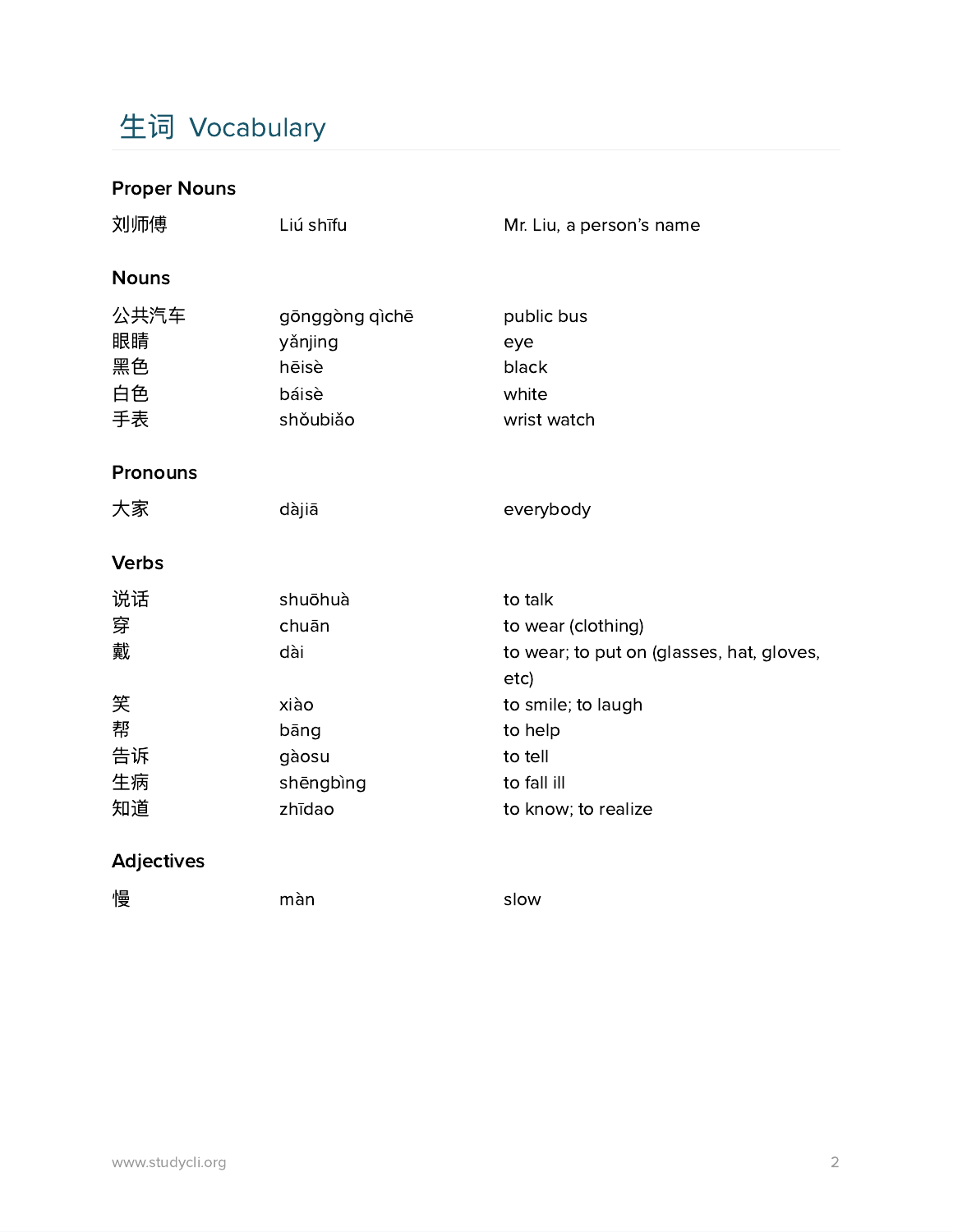# 生词 Vocabulary

### Proper Nouns

| | | |
|---|---|---|
| 刘师傅 | Liú shīfu | Mr. Liu, a person's name |

### Nouns

| | | |
|---|---|---|
| 公共汽车 | gōnggòng qìchē | public bus |
| 眼睛 | yǎnjing | eye |
| 黑色 | hēisè | black |
| 白色 | báisè | white |
| 手表 | shǒubiǎo | wrist watch |

### Pronouns

| | | |
|---|---|---|
| 大家 | dàjiā | everybody |

### Verbs

| | | |
|---|---|---|
| 说话 | shuōhuà | to talk |
| 穿 | chuān | to wear (clothing) |
| 戴 | dài | to wear; to put on (glasses, hat, gloves, etc) |
| 笑 | xiào | to smile; to laugh |
| 帮 | bāng | to help |
| 告诉 | gàosu | to tell |
| 生病 | shēngbìng | to fall ill |
| 知道 | zhīdao | to know; to realize |

### Adjectives

| | | |
|---|---|---|
| 慢 | màn | slow |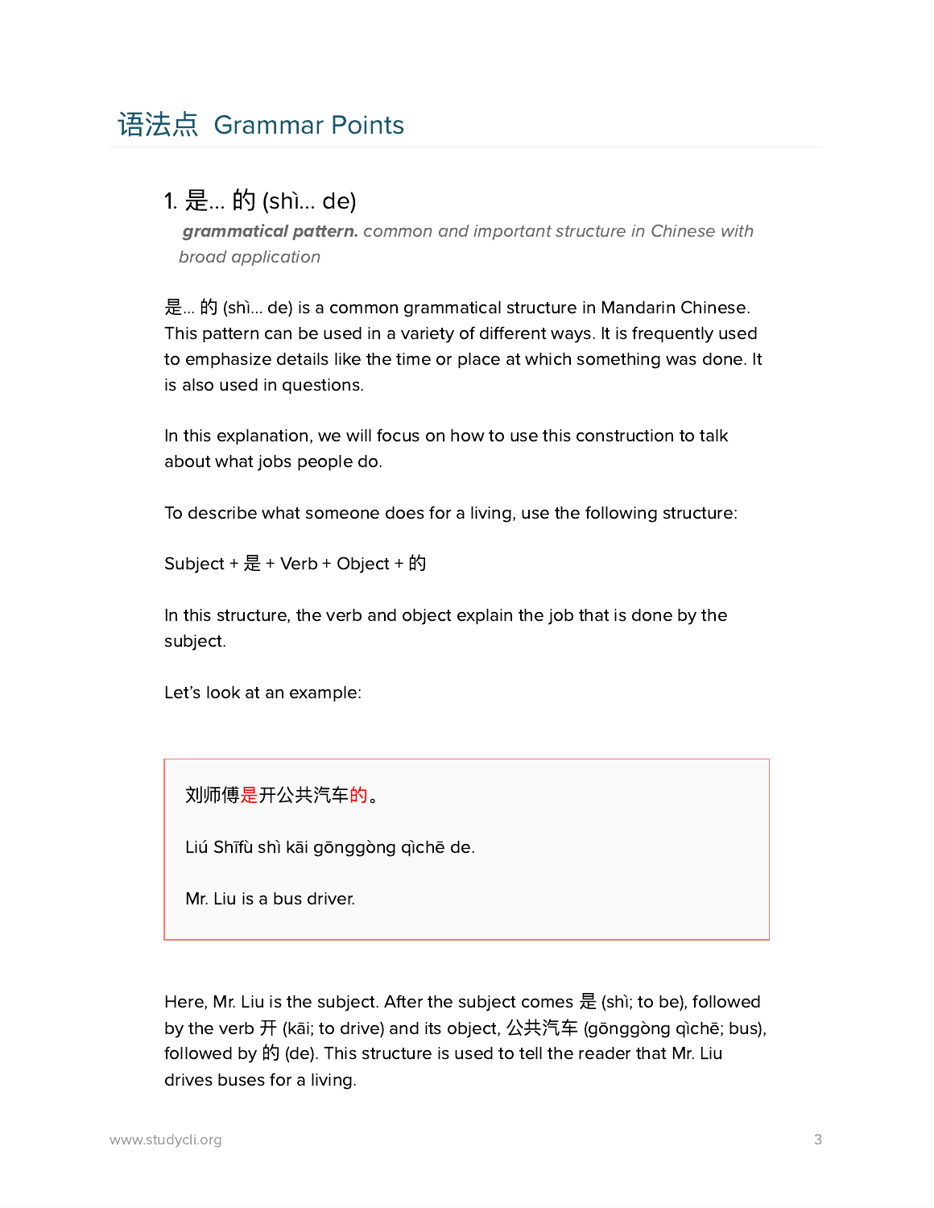## 语法点 Grammar Points

### 1. 是... 的 (shì... de)

***grammatical pattern.*** *common and important structure in Chinese with broad application*

是... 的 (shì... de) is a common grammatical structure in Mandarin Chinese. This pattern can be used in a variety of different ways. It is frequently used to emphasize details like the time or place at which something was done. It is also used in questions.

In this explanation, we will focus on how to use this construction to talk about what jobs people do.

To describe what someone does for a living, use the following structure:

Subject + 是 + Verb + Object + 的

In this structure, the verb and object explain the job that is done by the subject.

Let's look at an example:

> 刘师傅是开公共汽车的。
>
> Liú Shīfù shì kāi gōnggòng qìchē de.
>
> Mr. Liu is a bus driver.

Here, Mr. Liu is the subject. After the subject comes 是 (shì; to be), followed by the verb 开 (kāi; to drive) and its object, 公共汽车 (gōnggòng qìchē; bus), followed by 的 (de). This structure is used to tell the reader that Mr. Liu drives buses for a living.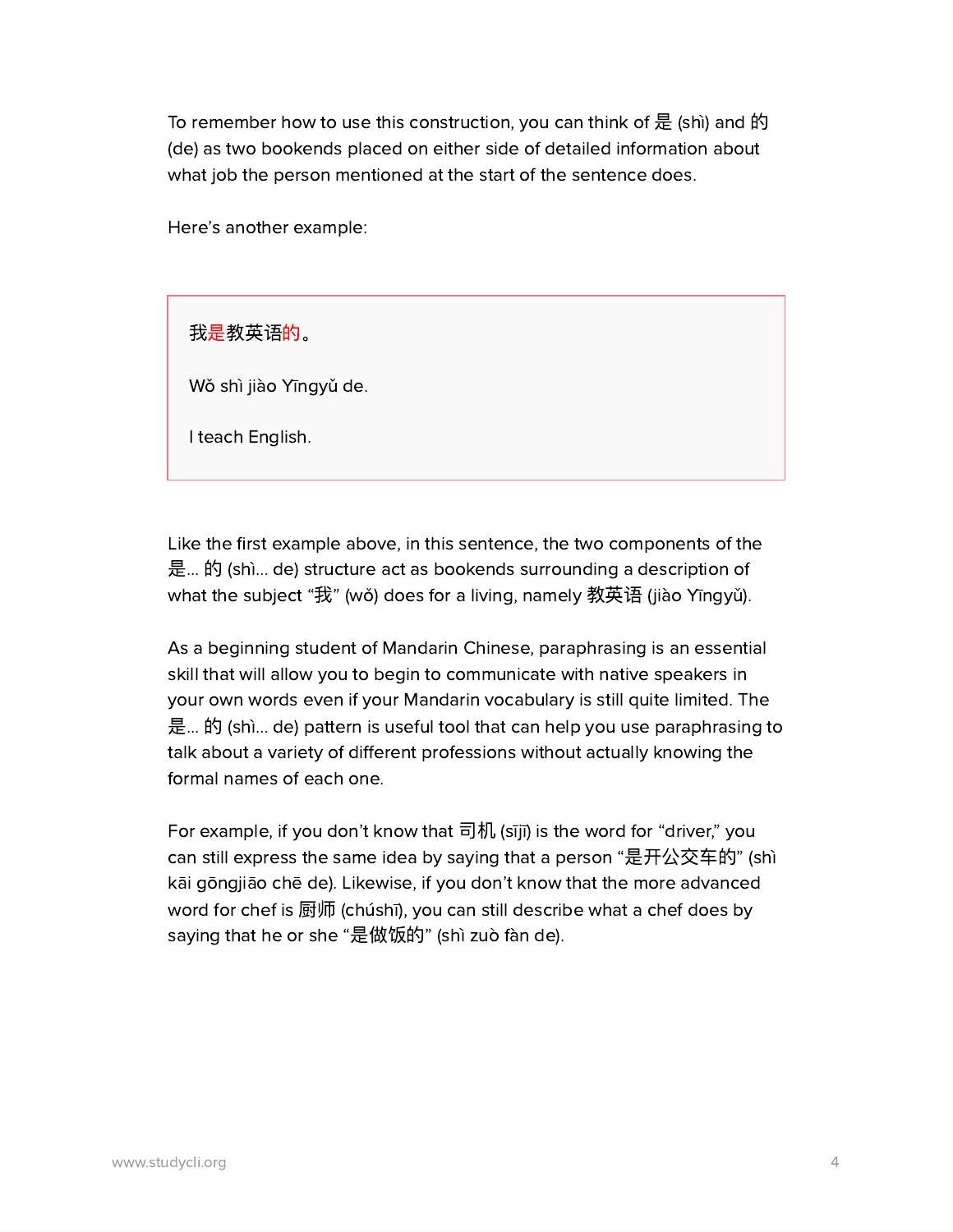To remember how to use this construction, you can think of 是 (shì) and 的 (de) as two bookends placed on either side of detailed information about what job the person mentioned at the start of the sentence does.

Here's another example:

> 我是教英语的。
>
> Wǒ shì jiào Yīngyǔ de.
>
> I teach English.

Like the first example above, in this sentence, the two components of the 是… 的 (shì… de) structure act as bookends surrounding a description of what the subject "我" (wǒ) does for a living, namely 教英语 (jiào Yīngyǔ).

As a beginning student of Mandarin Chinese, paraphrasing is an essential skill that will allow you to begin to communicate with native speakers in your own words even if your Mandarin vocabulary is still quite limited. The 是… 的 (shì… de) pattern is useful tool that can help you use paraphrasing to talk about a variety of different professions without actually knowing the formal names of each one.

For example, if you don't know that 司机 (sījī) is the word for "driver," you can still express the same idea by saying that a person "是开公交车的" (shì kāi gōngjiāo chē de). Likewise, if you don't know that the more advanced word for chef is 厨师 (chúshī), you can still describe what a chef does by saying that he or she "是做饭的" (shì zuò fàn de).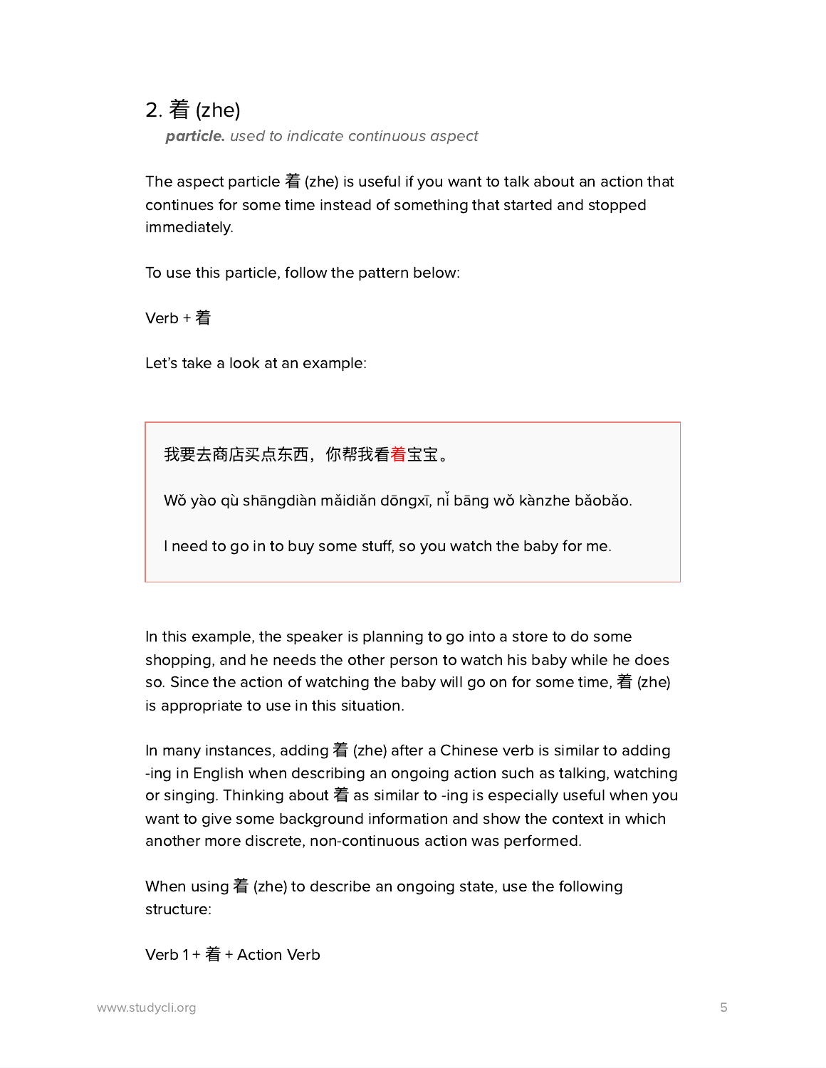## 2. 着 (zhe)

***particle.*** *used to indicate continuous aspect*

The aspect particle 着 (zhe) is useful if you want to talk about an action that continues for some time instead of something that started and stopped immediately.

To use this particle, follow the pattern below:

Verb + 着

Let's take a look at an example:

> 我要去商店买点东西，你帮我看着宝宝。
>
> Wǒ yào qù shāngdiàn mǎidiǎn dōngxī, nǐ bāng wǒ kànzhe bǎobǎo.
>
> I need to go in to buy some stuff, so you watch the baby for me.

In this example, the speaker is planning to go into a store to do some shopping, and he needs the other person to watch his baby while he does so. Since the action of watching the baby will go on for some time, 着 (zhe) is appropriate to use in this situation.

In many instances, adding 着 (zhe) after a Chinese verb is similar to adding -ing in English when describing an ongoing action such as talking, watching or singing. Thinking about 着 as similar to -ing is especially useful when you want to give some background information and show the context in which another more discrete, non-continuous action was performed.

When using 着 (zhe) to describe an ongoing state, use the following structure:

Verb 1 + 着 + Action Verb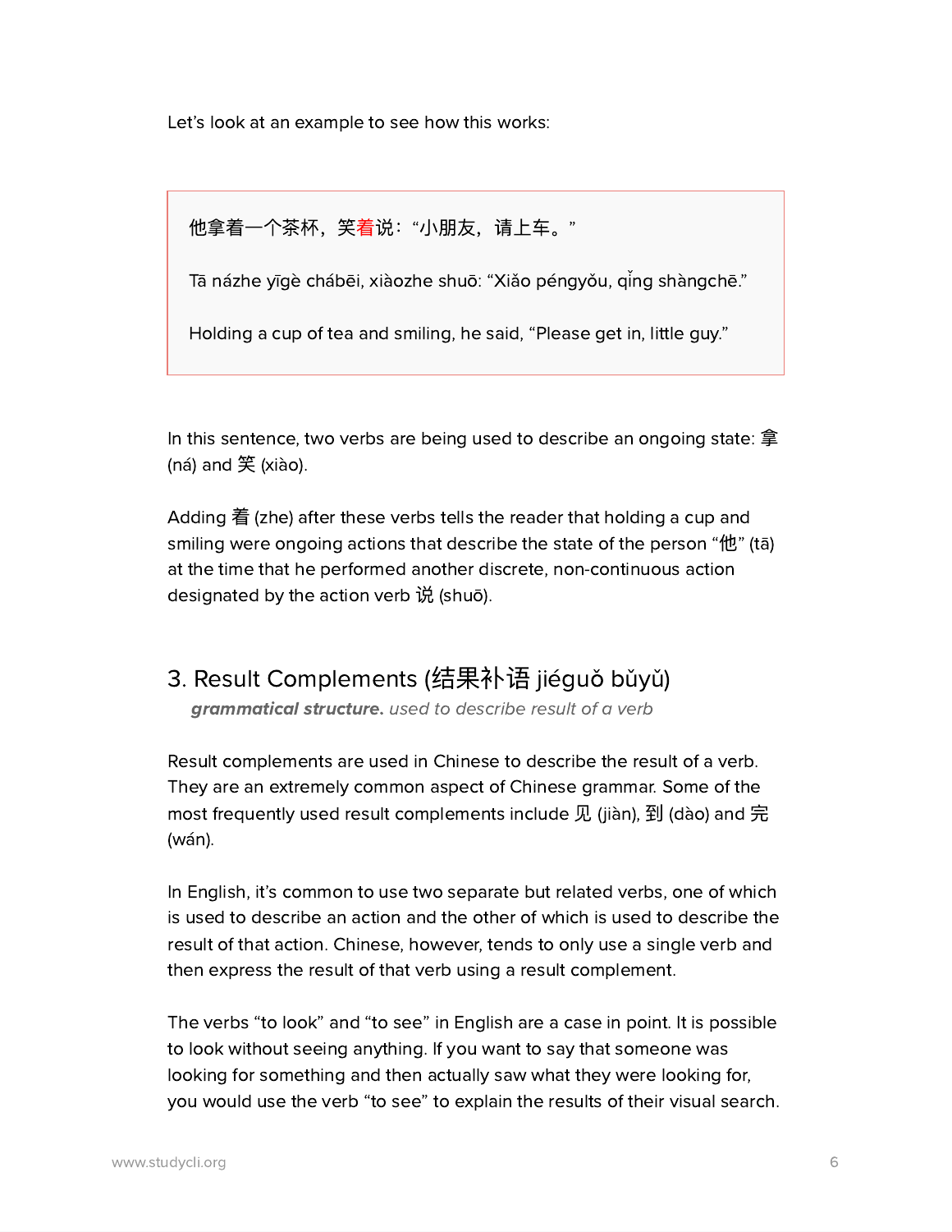Let's look at an example to see how this works:

> 他拿着一个茶杯，笑**着**说：“小朋友，请上车。”
>
> Tā názhe yīgè chábēi, xiàozhe shuō: “Xiǎo péngyǒu, qǐng shàngchē.”
>
> Holding a cup of tea and smiling, he said, “Please get in, little guy.”

In this sentence, two verbs are being used to describe an ongoing state: 拿 (ná) and 笑 (xiào).

Adding 着 (zhe) after these verbs tells the reader that holding a cup and smiling were ongoing actions that describe the state of the person “他” (tā) at the time that he performed another discrete, non-continuous action designated by the action verb 说 (shuō).

## 3. Result Complements (结果补语 jiéguǒ bǔyǔ)

***grammatical structure.*** *used to describe result of a verb*

Result complements are used in Chinese to describe the result of a verb. They are an extremely common aspect of Chinese grammar. Some of the most frequently used result complements include 见 (jiàn), 到 (dào) and 完 (wán).

In English, it's common to use two separate but related verbs, one of which is used to describe an action and the other of which is used to describe the result of that action. Chinese, however, tends to only use a single verb and then express the result of that verb using a result complement.

The verbs “to look” and “to see” in English are a case in point. It is possible to look without seeing anything. If you want to say that someone was looking for something and then actually saw what they were looking for, you would use the verb “to see” to explain the results of their visual search.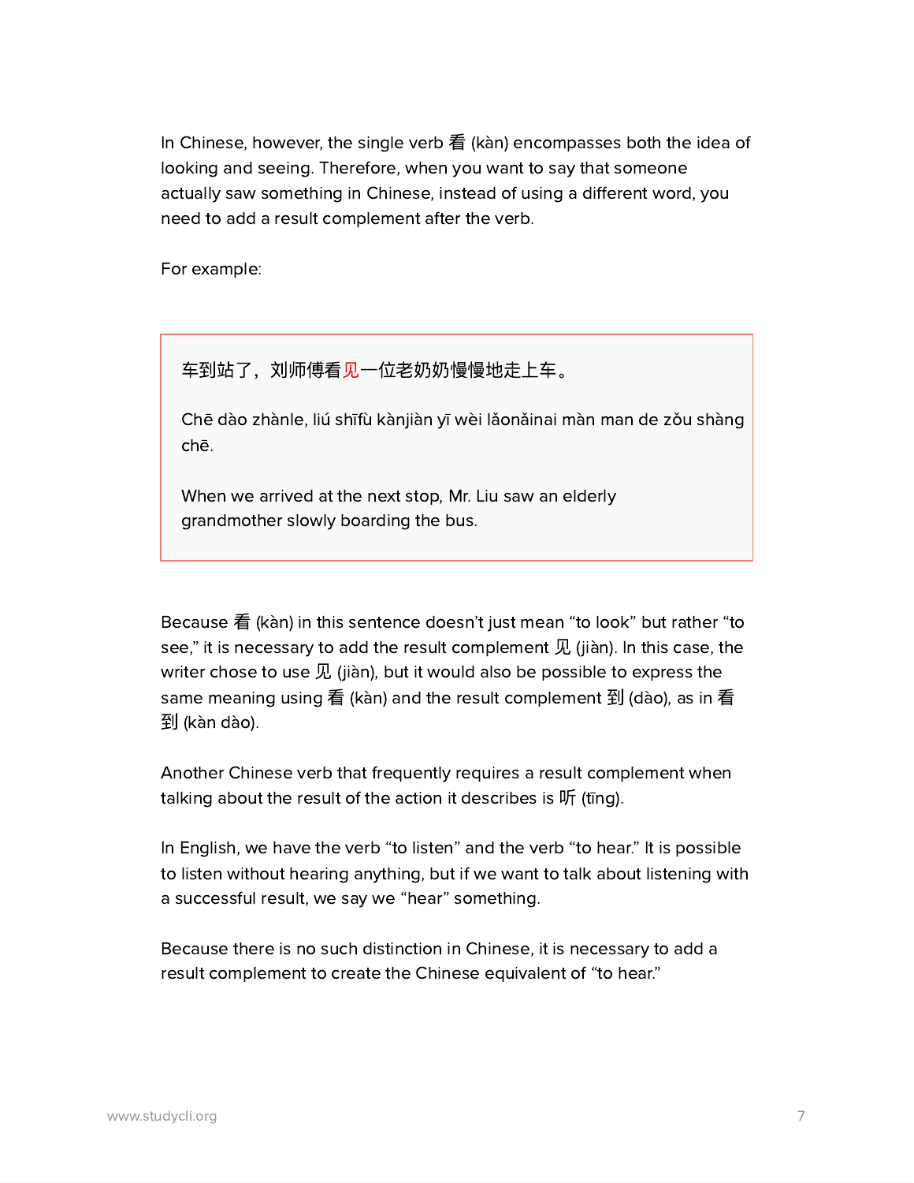In Chinese, however, the single verb 看 (kàn) encompasses both the idea of looking and seeing. Therefore, when you want to say that someone actually saw something in Chinese, instead of using a different word, you need to add a result complement after the verb.

For example:

> 车到站了，刘师傅看见一位老奶奶慢慢地走上车。
>
> Chē dào zhànle, liú shīfù kànjiàn yī wèi lǎonǎinai màn man de zǒu shàng chē.
>
> When we arrived at the next stop, Mr. Liu saw an elderly grandmother slowly boarding the bus.

Because 看 (kàn) in this sentence doesn't just mean "to look" but rather "to see," it is necessary to add the result complement 见 (jiàn). In this case, the writer chose to use 见 (jiàn), but it would also be possible to express the same meaning using 看 (kàn) and the result complement 到 (dào), as in 看到 (kàn dào).

Another Chinese verb that frequently requires a result complement when talking about the result of the action it describes is 听 (tīng).

In English, we have the verb "to listen" and the verb "to hear." It is possible to listen without hearing anything, but if we want to talk about listening with a successful result, we say we "hear" something.

Because there is no such distinction in Chinese, it is necessary to add a result complement to create the Chinese equivalent of "to hear."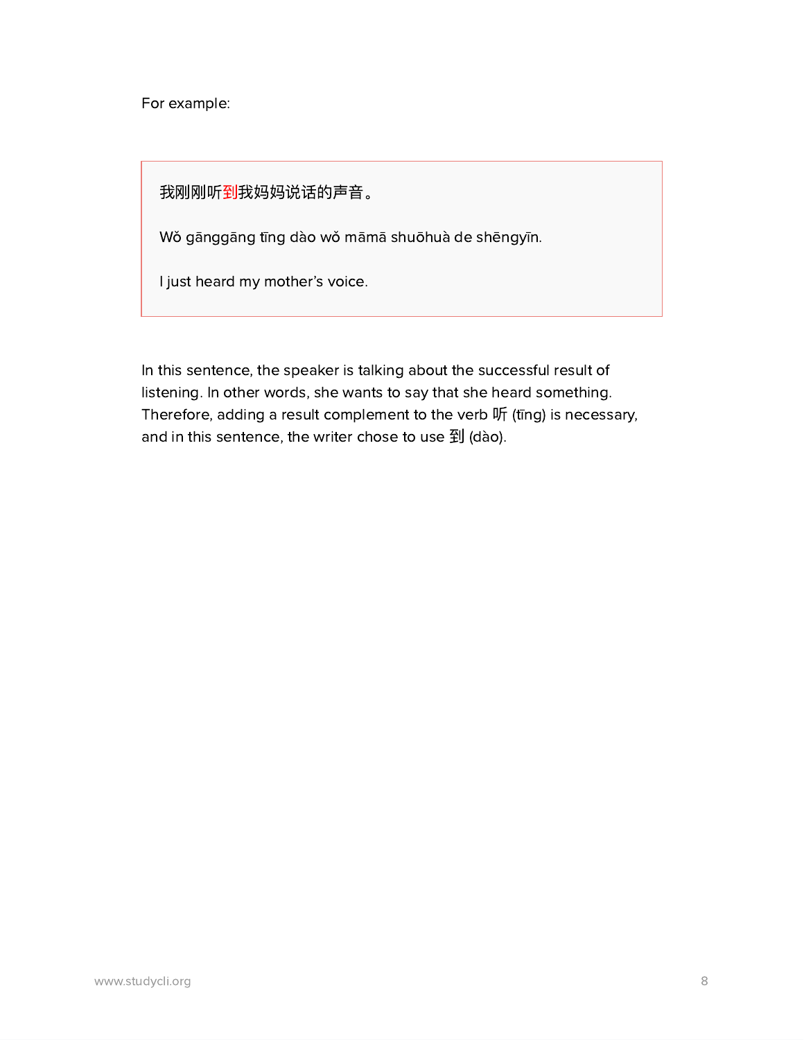For example:

> 我刚刚听**到**我妈妈说话的声音。
>
> Wǒ gānggāng tīng dào wǒ māmā shuōhuà de shēngyīn.
>
> I just heard my mother’s voice.

In this sentence, the speaker is talking about the successful result of listening. In other words, she wants to say that she heard something. Therefore, adding a result complement to the verb 听 (tīng) is necessary, and in this sentence, the writer chose to use 到 (dào).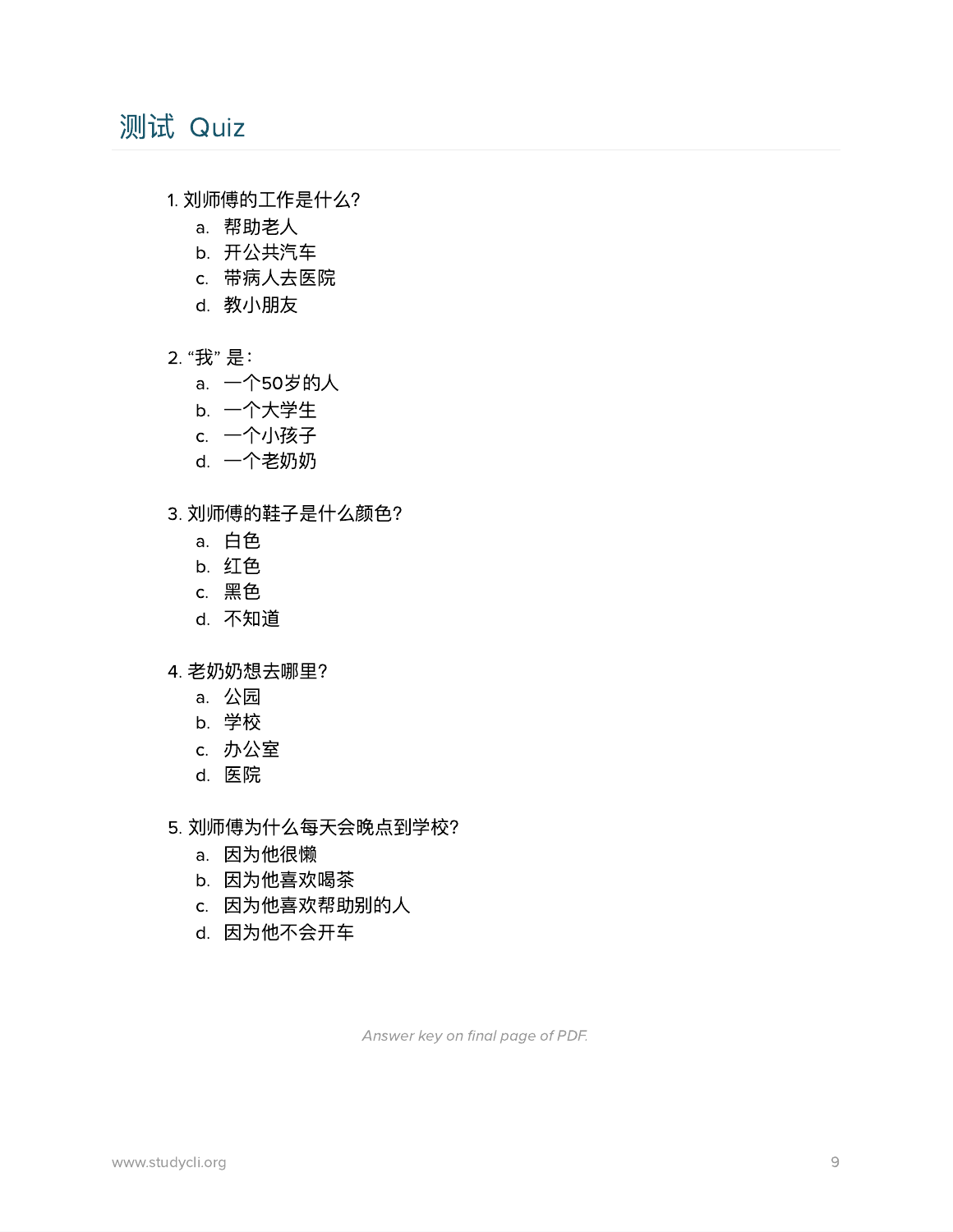## 测试 Quiz

1. 刘师傅的工作是什么?
   a. 帮助老人
   b. 开公共汽车
   c. 带病人去医院
   d. 教小朋友

2. “我” 是:
   a. 一个50岁的人
   b. 一个大学生
   c. 一个小孩子
   d. 一个老奶奶

3. 刘师傅的鞋子是什么颜色?
   a. 白色
   b. 红色
   c. 黑色
   d. 不知道

4. 老奶奶想去哪里?
   a. 公园
   b. 学校
   c. 办公室
   d. 医院

5. 刘师傅为什么每天会晚点到学校?
   a. 因为他很懒
   b. 因为他喜欢喝茶
   c. 因为他喜欢帮助别的人
   d. 因为他不会开车

*Answer key on final page of PDF.*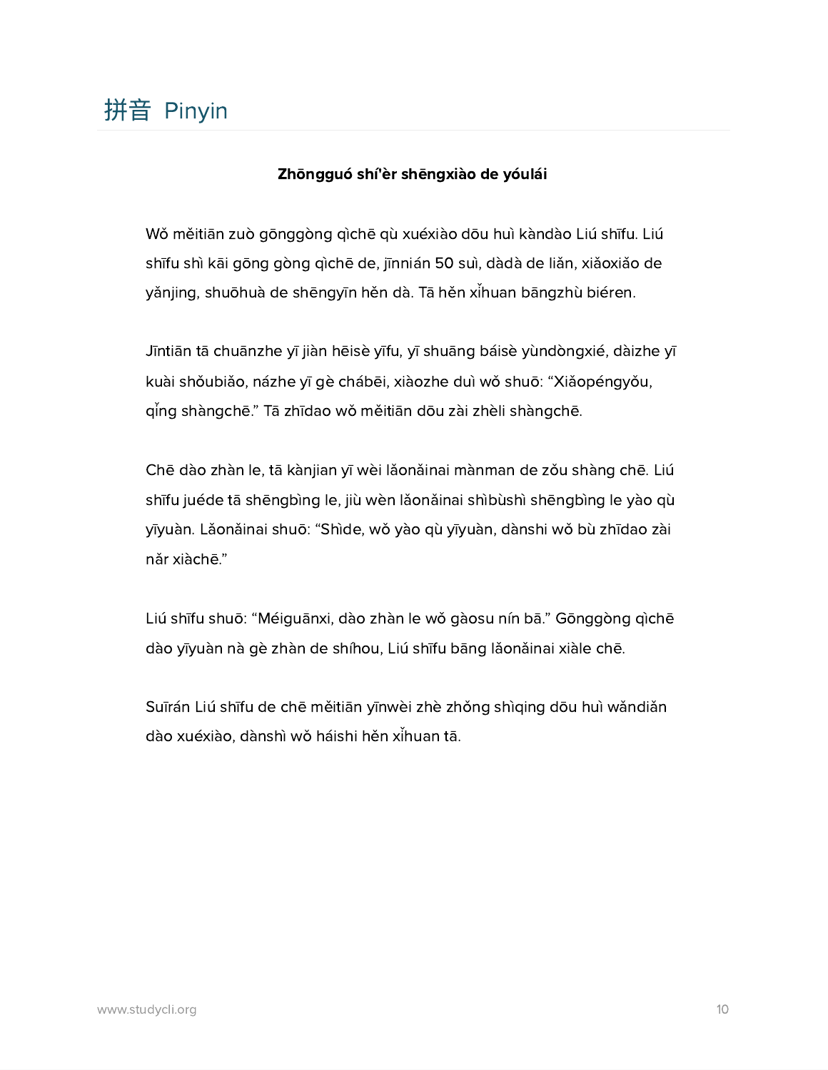# 拼音 Pinyin

**Zhōngguó shí'èr shēngxiào de yóulái**

Wǒ měitiān zuò gōnggòng qìchē qù xuéxiào dōu huì kàndào Liú shīfu. Liú shīfu shì kāi gōng gòng qìchē de, jīnnián 50 suì, dàdà de liǎn, xiǎoxiǎo de yǎnjing, shuōhuà de shēngyīn hěn dà. Tā hěn xǐhuan bāngzhù biéren.

Jīntiān tā chuānzhe yī jiàn hēisè yīfu, yī shuāng báisè yùndòngxié, dàizhe yī kuài shǒubiǎo, názhe yī gè chábēi, xiàozhe duì wǒ shuō: "Xiǎopéngyǒu, qǐng shàngchē." Tā zhīdao wǒ měitiān dōu zài zhèli shàngchē.

Chē dào zhàn le, tā kànjian yī wèi lǎonǎinai mànman de zǒu shàng chē. Liú shīfu juéde tā shēngbìng le, jiù wèn lǎonǎinai shìbùshì shēngbìng le yào qù yīyuàn. Lǎonǎinai shuō: "Shìde, wǒ yào qù yīyuàn, dànshi wǒ bù zhīdao zài nǎr xiàchē."

Liú shīfu shuō: "Méiguānxi, dào zhàn le wǒ gàosu nín bā." Gōnggòng qìchē dào yīyuàn nà gè zhàn de shíhou, Liú shīfu bāng lǎonǎinai xiàle chē.

Suīrán Liú shīfu de chē měitiān yīnwèi zhè zhǒng shìqing dōu huì wǎndiǎn dào xuéxiào, dànshì wǒ háishi hěn xǐhuan tā.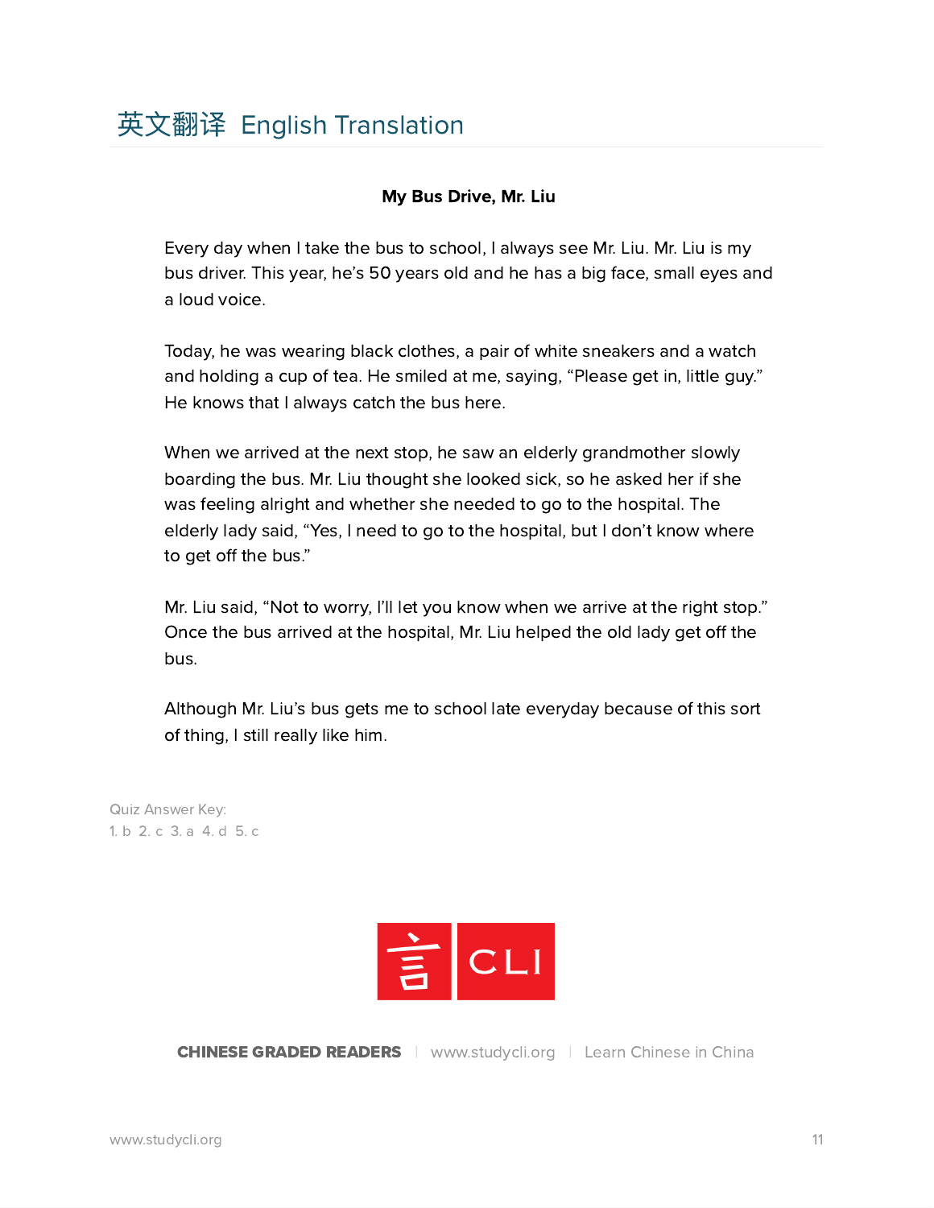## 英文翻译 English Translation

**My Bus Drive, Mr. Liu**

Every day when I take the bus to school, I always see Mr. Liu. Mr. Liu is my bus driver. This year, he's 50 years old and he has a big face, small eyes and a loud voice.

Today, he was wearing black clothes, a pair of white sneakers and a watch and holding a cup of tea. He smiled at me, saying, "Please get in, little guy." He knows that I always catch the bus here.

When we arrived at the next stop, he saw an elderly grandmother slowly boarding the bus. Mr. Liu thought she looked sick, so he asked her if she was feeling alright and whether she needed to go to the hospital. The elderly lady said, "Yes, I need to go to the hospital, but I don't know where to get off the bus."

Mr. Liu said, "Not to worry, I'll let you know when we arrive at the right stop." Once the bus arrived at the hospital, Mr. Liu helped the old lady get off the bus.

Although Mr. Liu's bus gets me to school late everyday because of this sort of thing, I still really like him.

Quiz Answer Key:
1. b 2. c 3. a 4. d 5. c

言 CLI

**CHINESE GRADED READERS** | www.studycli.org | Learn Chinese in China